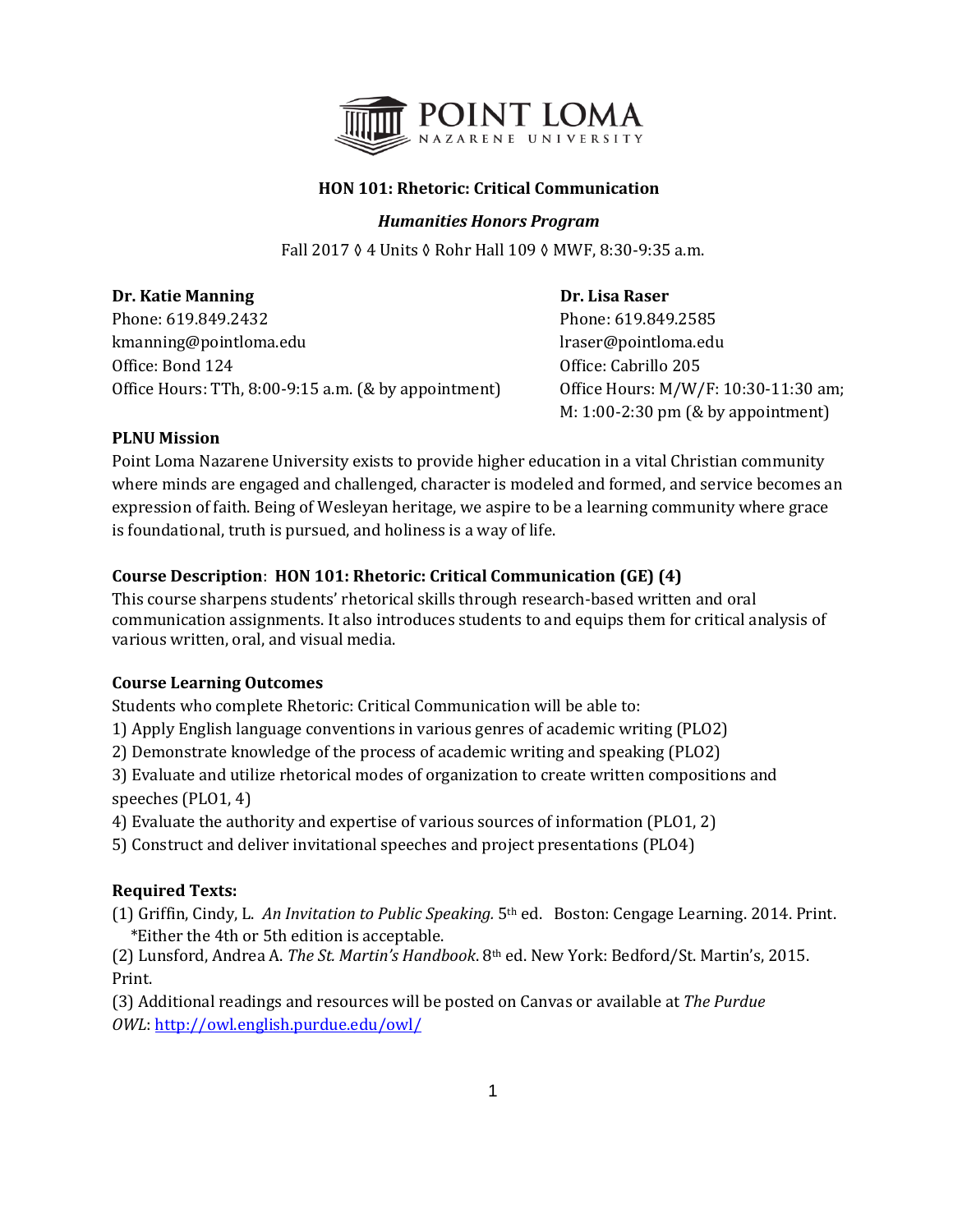**HON 101: Rhetoric: Critical Communication**

***Humanities Honors Program***

Fall 2017 ◊ 4 Units ◊ Rohr Hall 109 ◊ MWF, 8:30-9:35 a.m.

**Dr. Katie Manning**
Phone: 619.849.2432
kmanning@pointloma.edu
Office: Bond 124
Office Hours: TTh, 8:00-9:15 a.m. (& by appointment)

**Dr. Lisa Raser**
Phone: 619.849.2585
lraser@pointloma.edu
Office: Cabrillo 205
Office Hours: M/W/F: 10:30-11:30 am;
M: 1:00-2:30 pm (& by appointment)

**PLNU Mission**

Point Loma Nazarene University exists to provide higher education in a vital Christian community where minds are engaged and challenged, character is modeled and formed, and service becomes an expression of faith. Being of Wesleyan heritage, we aspire to be a learning community where grace is foundational, truth is pursued, and holiness is a way of life.

**Course Description**: **HON 101: Rhetoric: Critical Communication (GE) (4)**

This course sharpens students' rhetorical skills through research-based written and oral communication assignments. It also introduces students to and equips them for critical analysis of various written, oral, and visual media.

**Course Learning Outcomes**

Students who complete Rhetoric: Critical Communication will be able to:

1) Apply English language conventions in various genres of academic writing (PLO2)
2) Demonstrate knowledge of the process of academic writing and speaking (PLO2)
3) Evaluate and utilize rhetorical modes of organization to create written compositions and speeches (PLO1, 4)
4) Evaluate the authority and expertise of various sources of information (PLO1, 2)
5) Construct and deliver invitational speeches and project presentations (PLO4)

**Required Texts:**

(1) Griffin, Cindy, L. *An Invitation to Public Speaking.* 5th ed. Boston: Cengage Learning. 2014. Print.
  *Either the 4th or 5th edition is acceptable.

(2) Lunsford, Andrea A. *The St. Martin's Handbook*. 8th ed. New York: Bedford/St. Martin's, 2015. Print.

(3) Additional readings and resources will be posted on Canvas or available at *The Purdue OWL*: http://owl.english.purdue.edu/owl/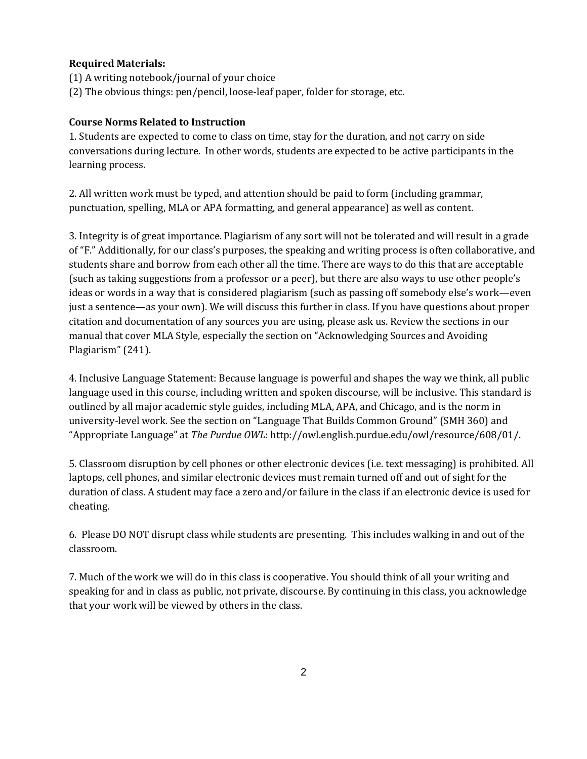**Required Materials:**

(1) A writing notebook/journal of your choice

(2) The obvious things: pen/pencil, loose-leaf paper, folder for storage, etc.

**Course Norms Related to Instruction**

1. Students are expected to come to class on time, stay for the duration, and <u>not</u> carry on side conversations during lecture. In other words, students are expected to be active participants in the learning process.

2. All written work must be typed, and attention should be paid to form (including grammar, punctuation, spelling, MLA or APA formatting, and general appearance) as well as content.

3. Integrity is of great importance. Plagiarism of any sort will not be tolerated and will result in a grade of "F." Additionally, for our class's purposes, the speaking and writing process is often collaborative, and students share and borrow from each other all the time. There are ways to do this that are acceptable (such as taking suggestions from a professor or a peer), but there are also ways to use other people's ideas or words in a way that is considered plagiarism (such as passing off somebody else's work—even just a sentence—as your own). We will discuss this further in class. If you have questions about proper citation and documentation of any sources you are using, please ask us. Review the sections in our manual that cover MLA Style, especially the section on "Acknowledging Sources and Avoiding Plagiarism" (241).

4. Inclusive Language Statement: Because language is powerful and shapes the way we think, all public language used in this course, including written and spoken discourse, will be inclusive. This standard is outlined by all major academic style guides, including MLA, APA, and Chicago, and is the norm in university-level work. See the section on "Language That Builds Common Ground" (SMH 360) and "Appropriate Language" at *The Purdue OWL*: http://owl.english.purdue.edu/owl/resource/608/01/.

5. Classroom disruption by cell phones or other electronic devices (i.e. text messaging) is prohibited. All laptops, cell phones, and similar electronic devices must remain turned off and out of sight for the duration of class. A student may face a zero and/or failure in the class if an electronic device is used for cheating.

6. Please DO NOT disrupt class while students are presenting. This includes walking in and out of the classroom.

7. Much of the work we will do in this class is cooperative. You should think of all your writing and speaking for and in class as public, not private, discourse. By continuing in this class, you acknowledge that your work will be viewed by others in the class.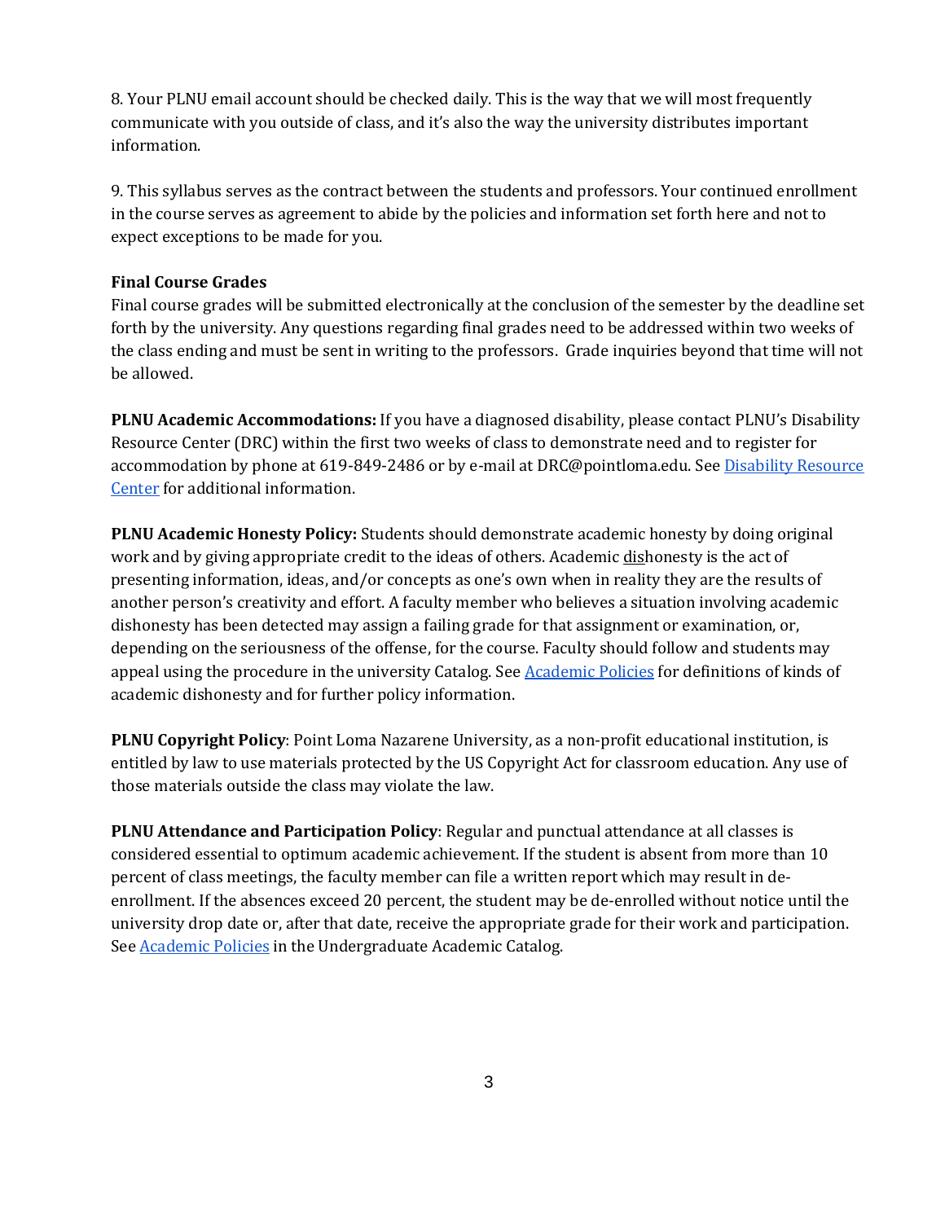8. Your PLNU email account should be checked daily. This is the way that we will most frequently communicate with you outside of class, and it's also the way the university distributes important information.

9. This syllabus serves as the contract between the students and professors. Your continued enrollment in the course serves as agreement to abide by the policies and information set forth here and not to expect exceptions to be made for you.

**Final Course Grades**

Final course grades will be submitted electronically at the conclusion of the semester by the deadline set forth by the university. Any questions regarding final grades need to be addressed within two weeks of the class ending and must be sent in writing to the professors. Grade inquiries beyond that time will not be allowed.

**PLNU Academic Accommodations:** If you have a diagnosed disability, please contact PLNU's Disability Resource Center (DRC) within the first two weeks of class to demonstrate need and to register for accommodation by phone at 619-849-2486 or by e-mail at DRC@pointloma.edu. See Disability Resource Center for additional information.

**PLNU Academic Honesty Policy:** Students should demonstrate academic honesty by doing original work and by giving appropriate credit to the ideas of others. Academic dishonesty is the act of presenting information, ideas, and/or concepts as one's own when in reality they are the results of another person's creativity and effort. A faculty member who believes a situation involving academic dishonesty has been detected may assign a failing grade for that assignment or examination, or, depending on the seriousness of the offense, for the course. Faculty should follow and students may appeal using the procedure in the university Catalog. See Academic Policies for definitions of kinds of academic dishonesty and for further policy information.

**PLNU Copyright Policy**: Point Loma Nazarene University, as a non-profit educational institution, is entitled by law to use materials protected by the US Copyright Act for classroom education. Any use of those materials outside the class may violate the law.

**PLNU Attendance and Participation Policy**: Regular and punctual attendance at all classes is considered essential to optimum academic achievement. If the student is absent from more than 10 percent of class meetings, the faculty member can file a written report which may result in de-enrollment. If the absences exceed 20 percent, the student may be de-enrolled without notice until the university drop date or, after that date, receive the appropriate grade for their work and participation. See Academic Policies in the Undergraduate Academic Catalog.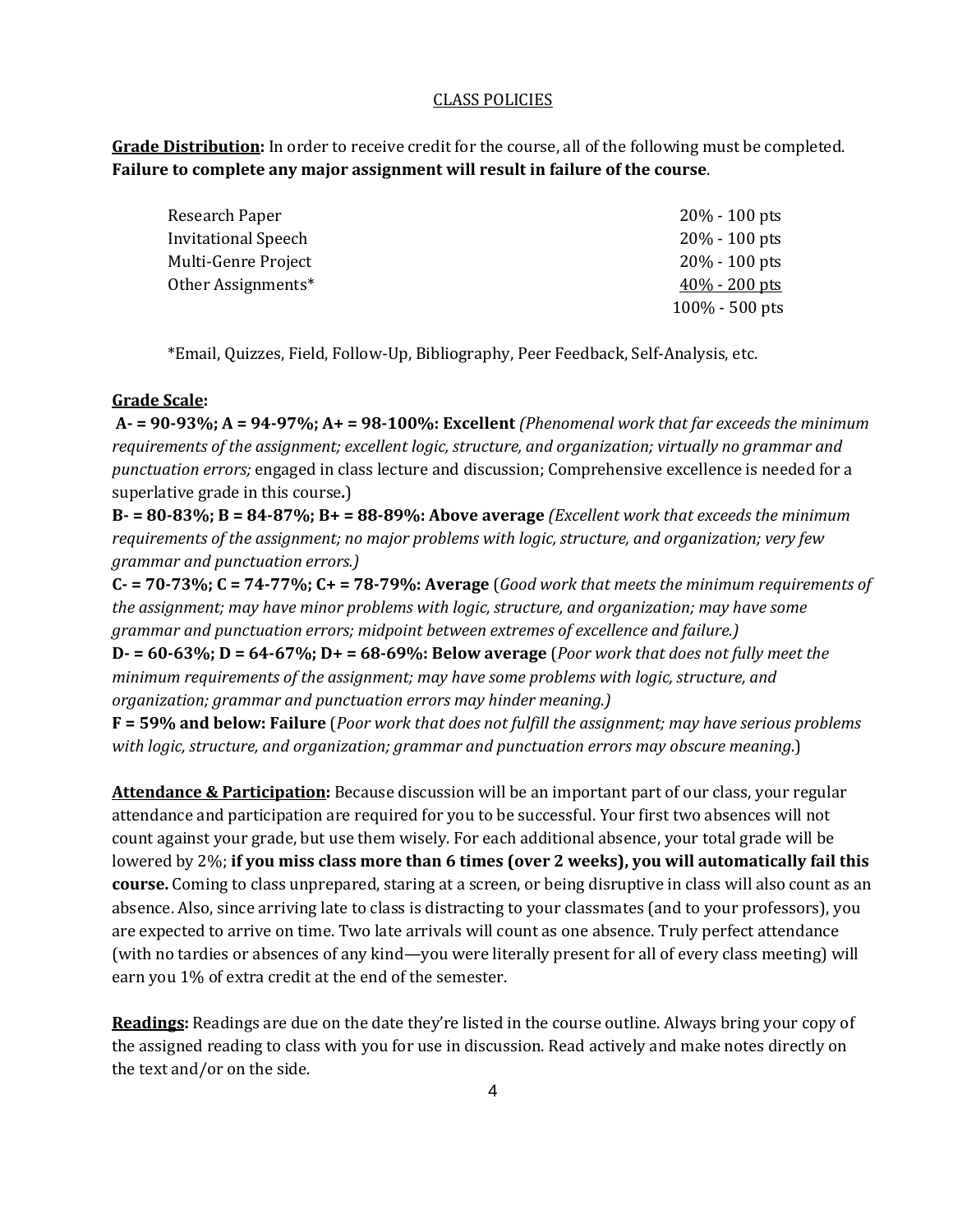## CLASS POLICIES

**Grade Distribution:** In order to receive credit for the course, all of the following must be completed. **Failure to complete any major assignment will result in failure of the course**.

| Assignment | Weight |
|---|---|
| Research Paper | 20% - 100 pts |
| Invitational Speech | 20% - 100 pts |
| Multi-Genre Project | 20% - 100 pts |
| Other Assignments* | 40% - 200 pts |
| | 100% - 500 pts |

*Email, Quizzes, Field, Follow-Up, Bibliography, Peer Feedback, Self-Analysis, etc.

**Grade Scale:**

**A- = 90-93%; A = 94-97%; A+ = 98-100%: Excellent** *(Phenomenal work that far exceeds the minimum requirements of the assignment; excellent logic, structure, and organization; virtually no grammar and punctuation errors;* engaged in class lecture and discussion; Comprehensive excellence is needed for a superlative grade in this course**.**)

**B- = 80-83%; B = 84-87%; B+ = 88-89%: Above average** *(Excellent work that exceeds the minimum requirements of the assignment; no major problems with logic, structure, and organization; very few grammar and punctuation errors.)*

**C- = 70-73%; C = 74-77%; C+ = 78-79%: Average** (*Good work that meets the minimum requirements of the assignment; may have minor problems with logic, structure, and organization; may have some grammar and punctuation errors; midpoint between extremes of excellence and failure.)*

**D- = 60-63%; D = 64-67%; D+ = 68-69%: Below average** (*Poor work that does not fully meet the minimum requirements of the assignment; may have some problems with logic, structure, and organization; grammar and punctuation errors may hinder meaning.)*

**F = 59% and below: Failure** (*Poor work that does not fulfill the assignment; may have serious problems with logic, structure, and organization; grammar and punctuation errors may obscure meaning*.)

**Attendance & Participation:** Because discussion will be an important part of our class, your regular attendance and participation are required for you to be successful. Your first two absences will not count against your grade, but use them wisely. For each additional absence, your total grade will be lowered by 2%; **if you miss class more than 6 times (over 2 weeks), you will automatically fail this course.** Coming to class unprepared, staring at a screen, or being disruptive in class will also count as an absence. Also, since arriving late to class is distracting to your classmates (and to your professors), you are expected to arrive on time. Two late arrivals will count as one absence. Truly perfect attendance (with no tardies or absences of any kind—you were literally present for all of every class meeting) will earn you 1% of extra credit at the end of the semester.

**Readings:** Readings are due on the date they're listed in the course outline. Always bring your copy of the assigned reading to class with you for use in discussion. Read actively and make notes directly on the text and/or on the side.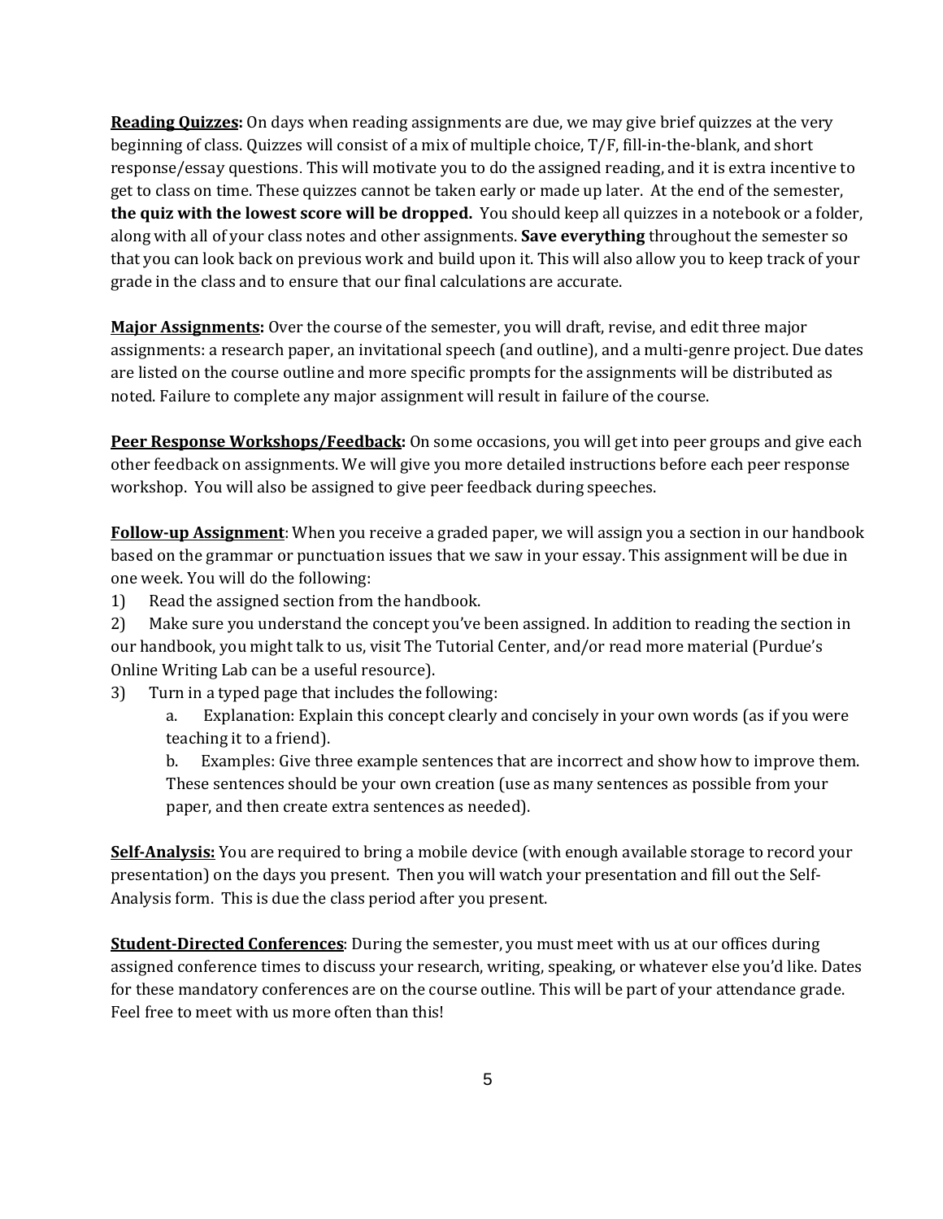**<u>Reading Quizzes</u>:** On days when reading assignments are due, we may give brief quizzes at the very beginning of class. Quizzes will consist of a mix of multiple choice, T/F, fill-in-the-blank, and short response/essay questions. This will motivate you to do the assigned reading, and it is extra incentive to get to class on time. These quizzes cannot be taken early or made up later. At the end of the semester, **the quiz with the lowest score will be dropped.** You should keep all quizzes in a notebook or a folder, along with all of your class notes and other assignments. **Save everything** throughout the semester so that you can look back on previous work and build upon it. This will also allow you to keep track of your grade in the class and to ensure that our final calculations are accurate.

**<u>Major Assignments</u>:** Over the course of the semester, you will draft, revise, and edit three major assignments: a research paper, an invitational speech (and outline), and a multi-genre project. Due dates are listed on the course outline and more specific prompts for the assignments will be distributed as noted. Failure to complete any major assignment will result in failure of the course.

**<u>Peer Response Workshops/Feedback</u>:** On some occasions, you will get into peer groups and give each other feedback on assignments. We will give you more detailed instructions before each peer response workshop. You will also be assigned to give peer feedback during speeches.

**<u>Follow-up Assignment</u>**: When you receive a graded paper, we will assign you a section in our handbook based on the grammar or punctuation issues that we saw in your essay. This assignment will be due in one week. You will do the following:

1) Read the assigned section from the handbook.
2) Make sure you understand the concept you've been assigned. In addition to reading the section in our handbook, you might talk to us, visit The Tutorial Center, and/or read more material (Purdue's Online Writing Lab can be a useful resource).
3) Turn in a typed page that includes the following:
    a. Explanation: Explain this concept clearly and concisely in your own words (as if you were teaching it to a friend).
    b. Examples: Give three example sentences that are incorrect and show how to improve them. These sentences should be your own creation (use as many sentences as possible from your paper, and then create extra sentences as needed).

**<u>Self-Analysis:</u>** You are required to bring a mobile device (with enough available storage to record your presentation) on the days you present. Then you will watch your presentation and fill out the Self-Analysis form. This is due the class period after you present.

**<u>Student-Directed Conferences</u>**: During the semester, you must meet with us at our offices during assigned conference times to discuss your research, writing, speaking, or whatever else you'd like. Dates for these mandatory conferences are on the course outline. This will be part of your attendance grade. Feel free to meet with us more often than this!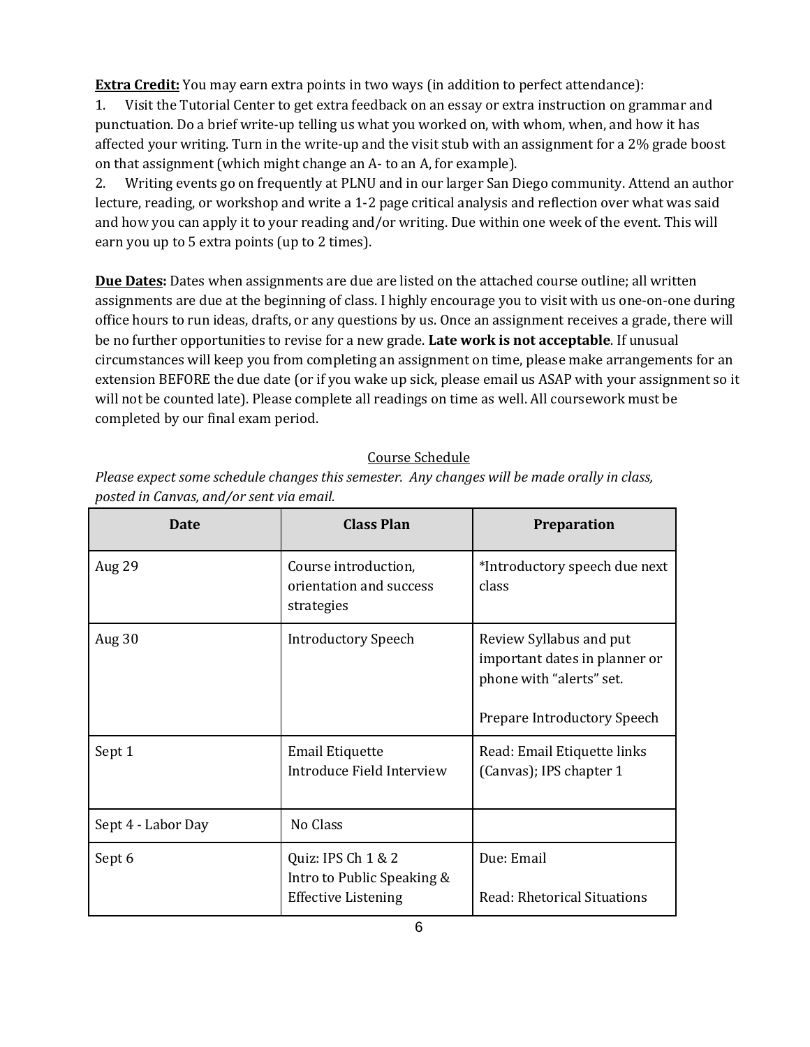**Extra Credit:** You may earn extra points in two ways (in addition to perfect attendance):

1. Visit the Tutorial Center to get extra feedback on an essay or extra instruction on grammar and punctuation. Do a brief write-up telling us what you worked on, with whom, when, and how it has affected your writing. Turn in the write-up and the visit stub with an assignment for a 2% grade boost on that assignment (which might change an A- to an A, for example).
2. Writing events go on frequently at PLNU and in our larger San Diego community. Attend an author lecture, reading, or workshop and write a 1-2 page critical analysis and reflection over what was said and how you can apply it to your reading and/or writing. Due within one week of the event. This will earn you up to 5 extra points (up to 2 times).

**Due Dates:** Dates when assignments are due are listed on the attached course outline; all written assignments are due at the beginning of class. I highly encourage you to visit with us one-on-one during office hours to run ideas, drafts, or any questions by us. Once an assignment receives a grade, there will be no further opportunities to revise for a new grade. **Late work is not acceptable**. If unusual circumstances will keep you from completing an assignment on time, please make arrangements for an extension BEFORE the due date (or if you wake up sick, please email us ASAP with your assignment so it will not be counted late). Please complete all readings on time as well. All coursework must be completed by our final exam period.

Course Schedule

*Please expect some schedule changes this semester. Any changes will be made orally in class, posted in Canvas, and/or sent via email.*

| Date | Class Plan | Preparation |
|---|---|---|
| Aug 29 | Course introduction, orientation and success strategies | *Introductory speech due next class |
| Aug 30 | Introductory Speech | Review Syllabus and put important dates in planner or phone with "alerts" set.<br><br>Prepare Introductory Speech |
| Sept 1 | Email Etiquette<br>Introduce Field Interview | Read: Email Etiquette links (Canvas); IPS chapter 1 |
| Sept 4 - Labor Day | No Class | |
| Sept 6 | Quiz: IPS Ch 1 & 2<br>Intro to Public Speaking & Effective Listening | Due: Email<br><br>Read: Rhetorical Situations |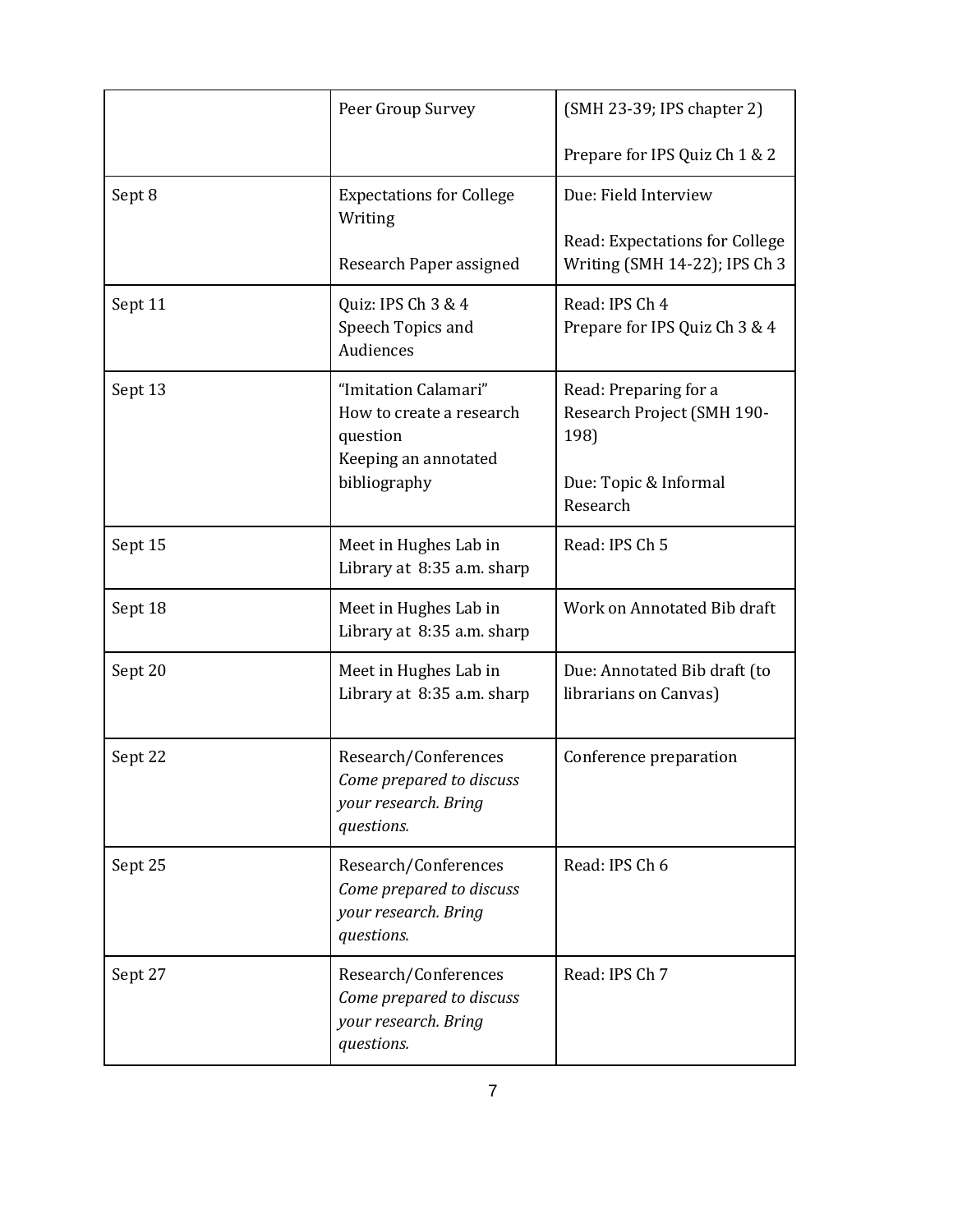| | | |
|---|---|---|
| | Peer Group Survey | (SMH 23-39; IPS chapter 2)<br><br>Prepare for IPS Quiz Ch 1 & 2 |
| Sept 8 | Expectations for College Writing<br><br>Research Paper assigned | Due: Field Interview<br><br>Read: Expectations for College Writing (SMH 14-22); IPS Ch 3 |
| Sept 11 | Quiz: IPS Ch 3 & 4<br>Speech Topics and Audiences | Read: IPS Ch 4<br>Prepare for IPS Quiz Ch 3 & 4 |
| Sept 13 | "Imitation Calamari"<br>How to create a research question<br>Keeping an annotated bibliography | Read: Preparing for a Research Project (SMH 190-198)<br><br>Due: Topic & Informal Research |
| Sept 15 | Meet in Hughes Lab in Library at 8:35 a.m. sharp | Read: IPS Ch 5 |
| Sept 18 | Meet in Hughes Lab in Library at 8:35 a.m. sharp | Work on Annotated Bib draft |
| Sept 20 | Meet in Hughes Lab in Library at 8:35 a.m. sharp | Due: Annotated Bib draft (to librarians on Canvas) |
| Sept 22 | Research/Conferences<br>*Come prepared to discuss your research. Bring questions.* | Conference preparation |
| Sept 25 | Research/Conferences<br>*Come prepared to discuss your research. Bring questions.* | Read: IPS Ch 6 |
| Sept 27 | Research/Conferences<br>*Come prepared to discuss your research. Bring questions.* | Read: IPS Ch 7 |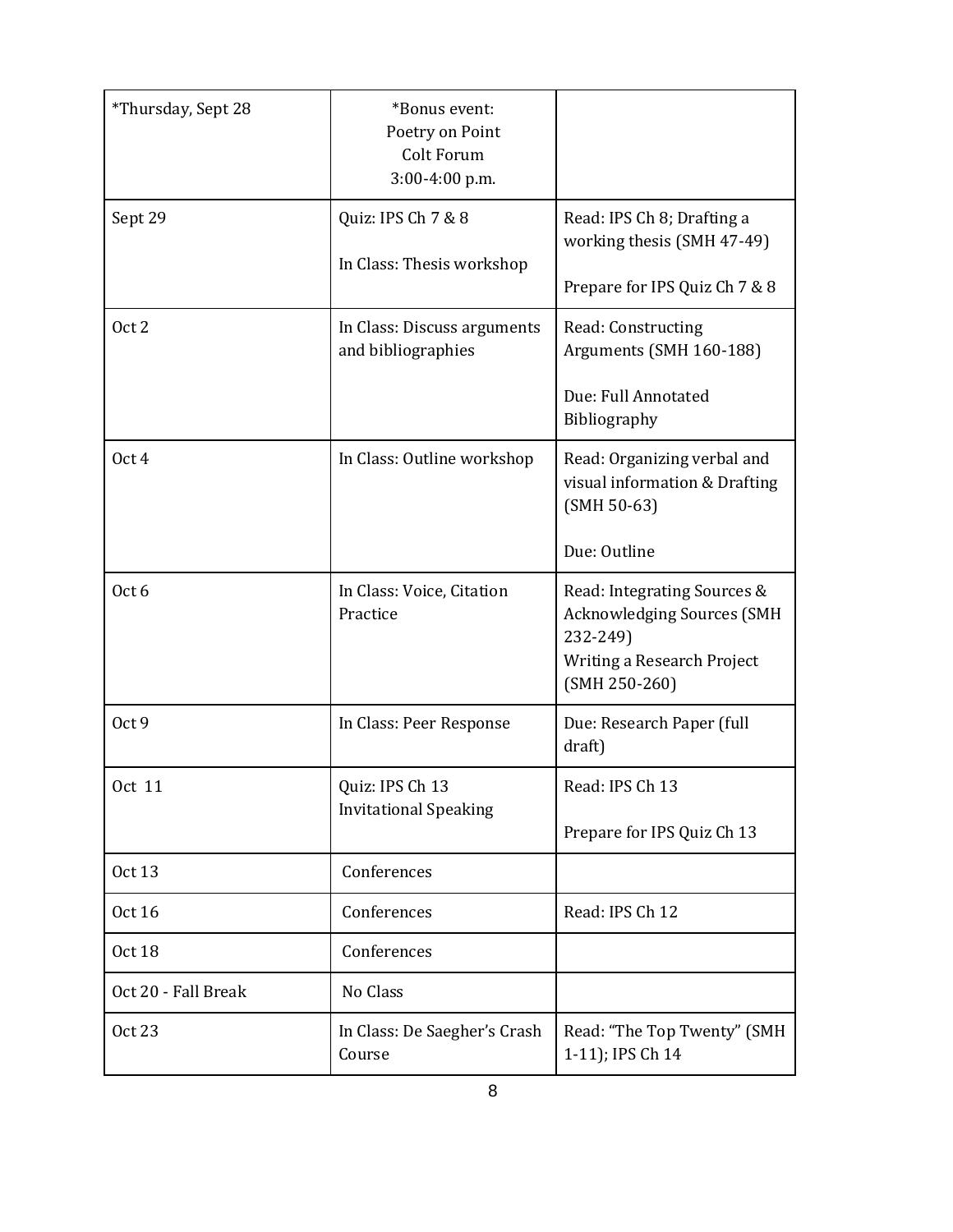| *Thursday, Sept 28 | *Bonus event: Poetry on Point Colt Forum 3:00-4:00 p.m. | |
|---|---|---|
| Sept 29 | Quiz: IPS Ch 7 & 8<br><br>In Class: Thesis workshop | Read: IPS Ch 8; Drafting a working thesis (SMH 47-49)<br><br>Prepare for IPS Quiz Ch 7 & 8 |
| Oct 2 | In Class: Discuss arguments and bibliographies | Read: Constructing Arguments (SMH 160-188)<br><br>Due: Full Annotated Bibliography |
| Oct 4 | In Class: Outline workshop | Read: Organizing verbal and visual information & Drafting (SMH 50-63)<br><br>Due: Outline |
| Oct 6 | In Class: Voice, Citation Practice | Read: Integrating Sources & Acknowledging Sources (SMH 232-249)<br>Writing a Research Project (SMH 250-260) |
| Oct 9 | In Class: Peer Response | Due: Research Paper (full draft) |
| Oct 11 | Quiz: IPS Ch 13<br>Invitational Speaking | Read: IPS Ch 13<br><br>Prepare for IPS Quiz Ch 13 |
| Oct 13 | Conferences | |
| Oct 16 | Conferences | Read: IPS Ch 12 |
| Oct 18 | Conferences | |
| Oct 20 - Fall Break | No Class | |
| Oct 23 | In Class: De Saegher's Crash Course | Read: "The Top Twenty" (SMH 1-11); IPS Ch 14 |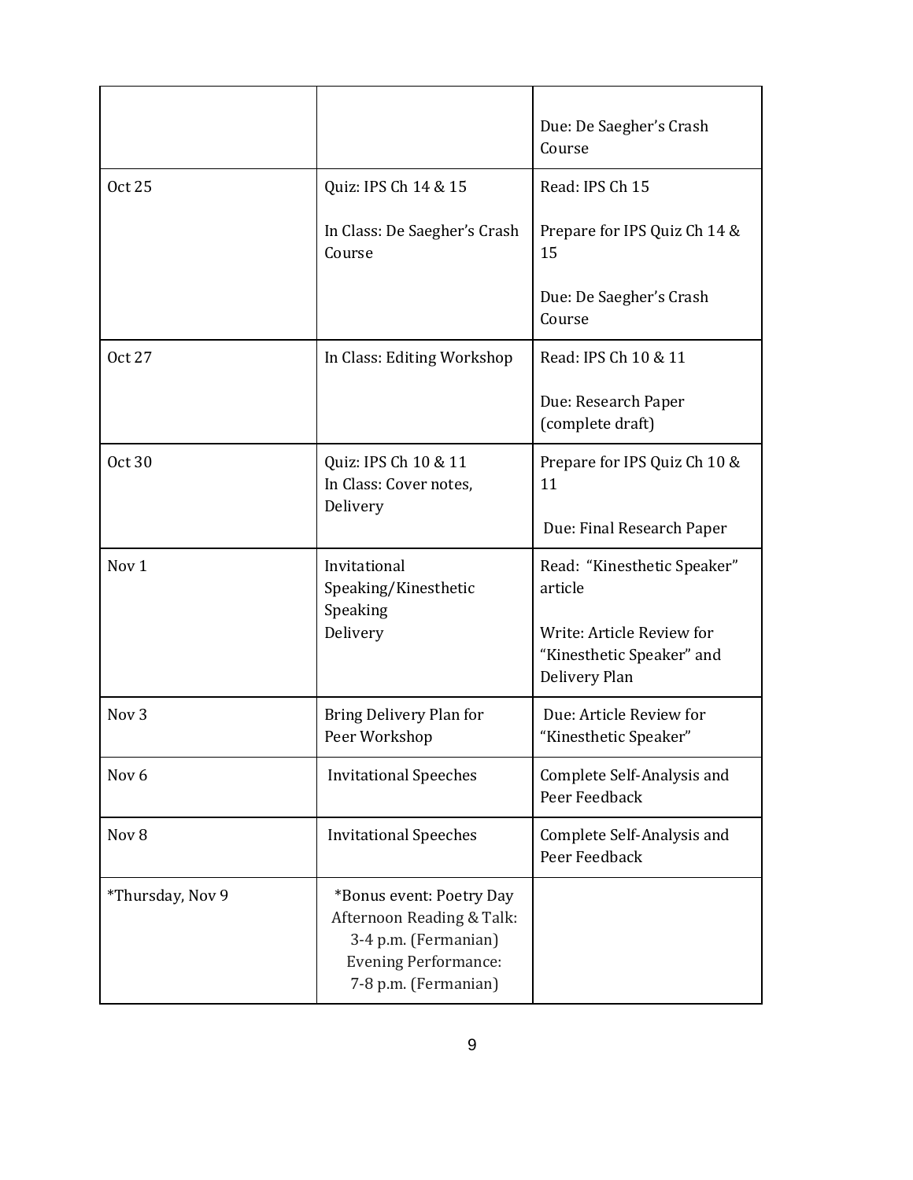| | | |
|---|---|---|
| | | Due: De Saegher's Crash Course |
| Oct 25 | Quiz: IPS Ch 14 & 15<br><br>In Class: De Saegher's Crash Course | Read: IPS Ch 15<br><br>Prepare for IPS Quiz Ch 14 & 15<br><br>Due: De Saegher's Crash Course |
| Oct 27 | In Class: Editing Workshop | Read: IPS Ch 10 & 11<br><br>Due: Research Paper (complete draft) |
| Oct 30 | Quiz: IPS Ch 10 & 11<br>In Class: Cover notes, Delivery | Prepare for IPS Quiz Ch 10 & 11<br><br>Due: Final Research Paper |
| Nov 1 | Invitational Speaking/Kinesthetic Speaking<br>Delivery | Read: "Kinesthetic Speaker" article<br><br>Write: Article Review for "Kinesthetic Speaker" and Delivery Plan |
| Nov 3 | Bring Delivery Plan for Peer Workshop | Due: Article Review for "Kinesthetic Speaker" |
| Nov 6 | Invitational Speeches | Complete Self-Analysis and Peer Feedback |
| Nov 8 | Invitational Speeches | Complete Self-Analysis and Peer Feedback |
| *Thursday, Nov 9 | *Bonus event: Poetry Day<br>Afternoon Reading & Talk: 3-4 p.m. (Fermanian)<br>Evening Performance: 7-8 p.m. (Fermanian) | |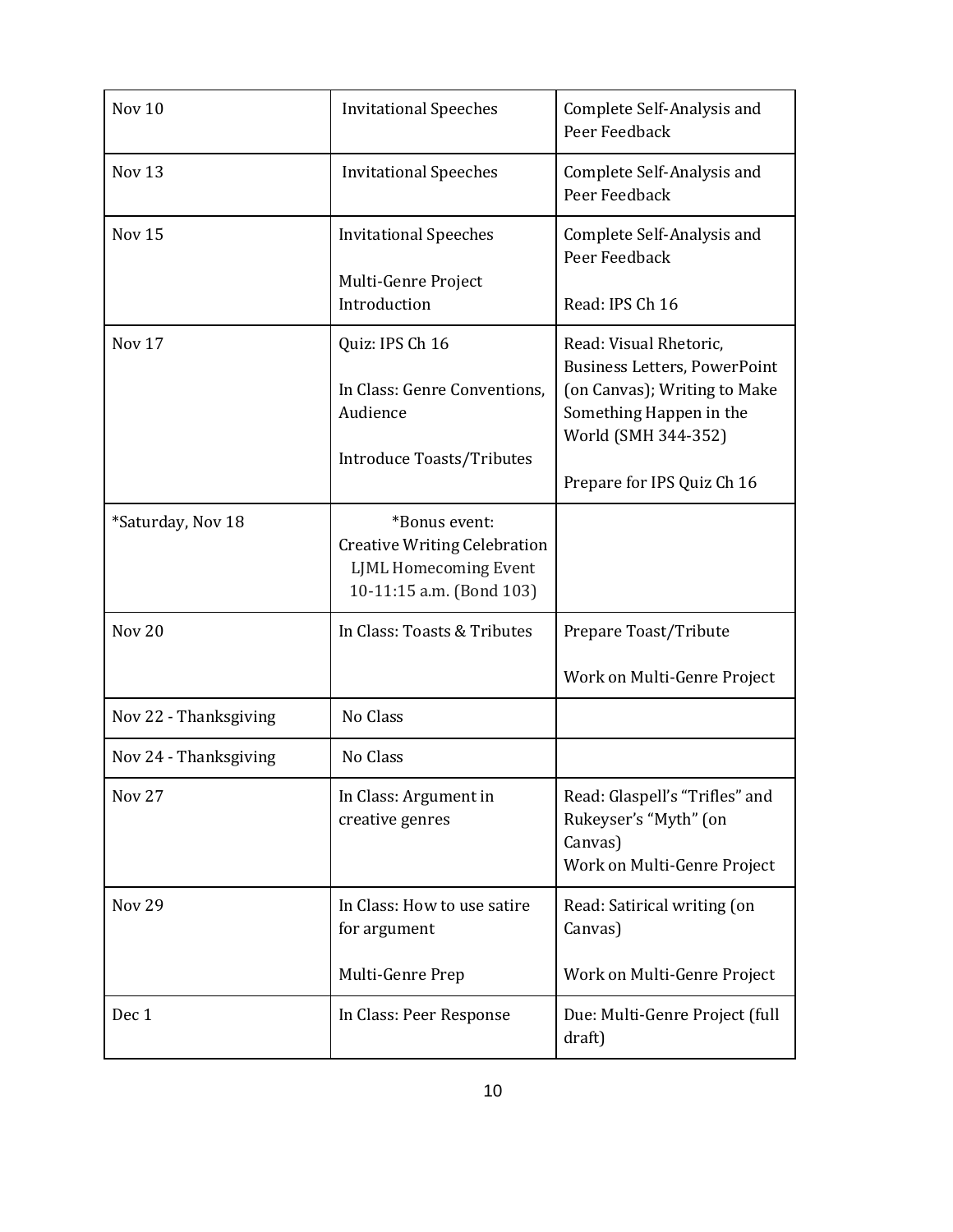| Nov 10 | Invitational Speeches | Complete Self-Analysis and Peer Feedback |
|---|---|---|
| Nov 13 | Invitational Speeches | Complete Self-Analysis and Peer Feedback |
| Nov 15 | Invitational Speeches<br><br>Multi-Genre Project Introduction | Complete Self-Analysis and Peer Feedback<br><br>Read: IPS Ch 16 |
| Nov 17 | Quiz: IPS Ch 16<br><br>In Class: Genre Conventions, Audience<br><br>Introduce Toasts/Tributes | Read: Visual Rhetoric, Business Letters, PowerPoint (on Canvas); Writing to Make Something Happen in the World (SMH 344-352)<br><br>Prepare for IPS Quiz Ch 16 |
| *Saturday, Nov 18 | *Bonus event:<br>Creative Writing Celebration<br>LJML Homecoming Event<br>10-11:15 a.m. (Bond 103) | |
| Nov 20 | In Class: Toasts & Tributes | Prepare Toast/Tribute<br><br>Work on Multi-Genre Project |
| Nov 22 - Thanksgiving | No Class | |
| Nov 24 - Thanksgiving | No Class | |
| Nov 27 | In Class: Argument in creative genres | Read: Glaspell's "Trifles" and Rukeyser's "Myth" (on Canvas)<br>Work on Multi-Genre Project |
| Nov 29 | In Class: How to use satire for argument<br><br>Multi-Genre Prep | Read: Satirical writing (on Canvas)<br><br>Work on Multi-Genre Project |
| Dec 1 | In Class: Peer Response | Due: Multi-Genre Project (full draft) |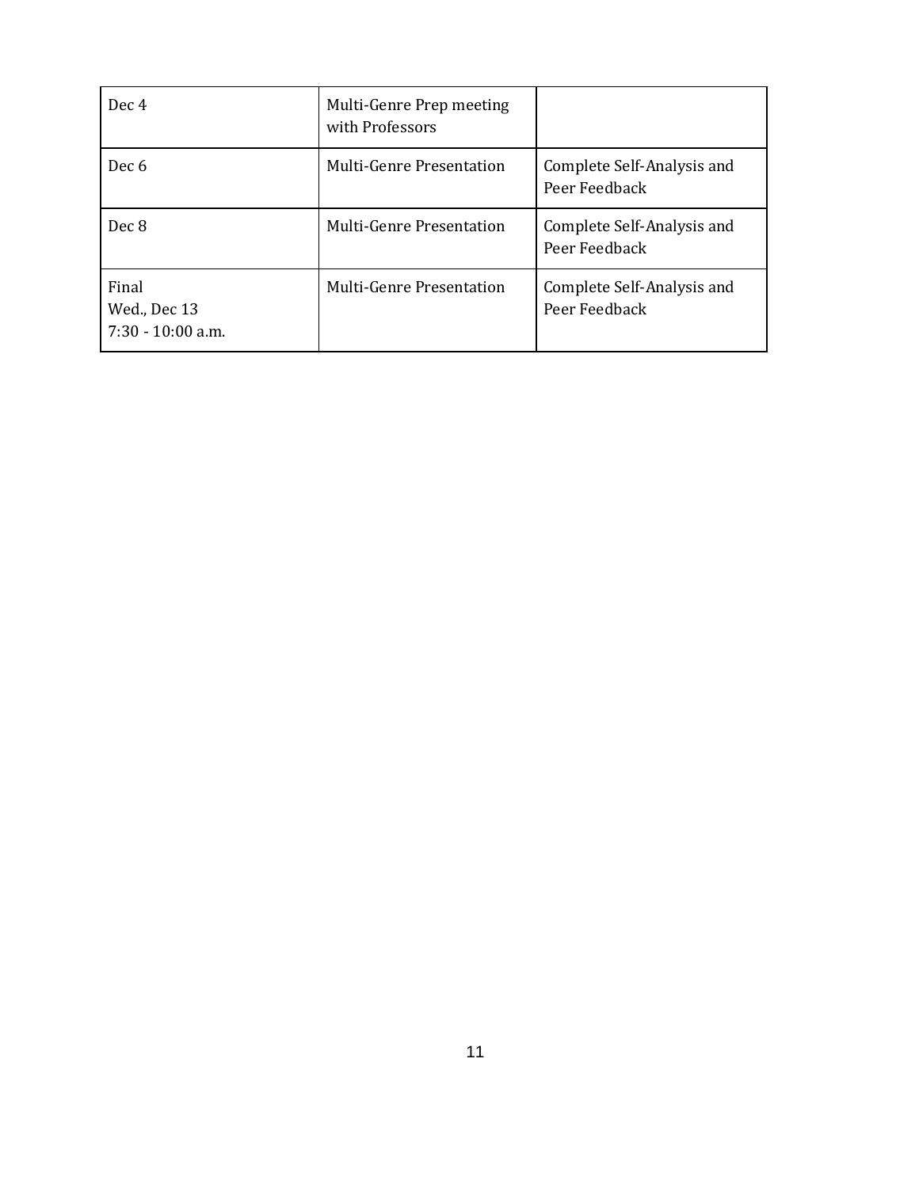| | | |
|---|---|---|
| Dec 4 | Multi-Genre Prep meeting with Professors | |
| Dec 6 | Multi-Genre Presentation | Complete Self-Analysis and Peer Feedback |
| Dec 8 | Multi-Genre Presentation | Complete Self-Analysis and Peer Feedback |
| Final<br>Wed., Dec 13<br>7:30 - 10:00 a.m. | Multi-Genre Presentation | Complete Self-Analysis and Peer Feedback |